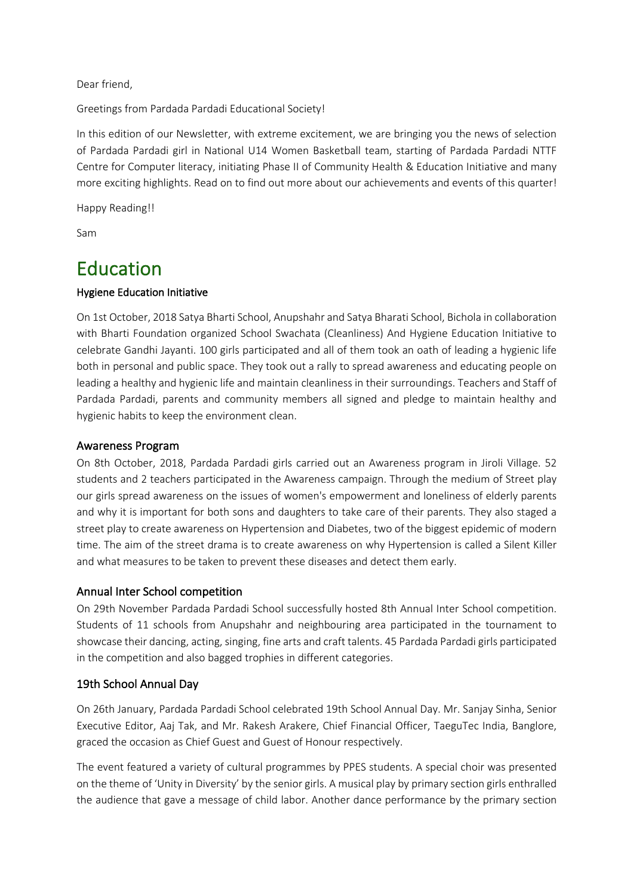Dear friend,

Greetings from Pardada Pardadi Educational Society!

In this edition of our Newsletter, with extreme excitement, we are bringing you the news of selection of Pardada Pardadi girl in National U14 Women Basketball team, starting of Pardada Pardadi NTTF Centre for Computer literacy, initiating Phase II of Community Health & Education Initiative and many more exciting highlights. Read on to find out more about our achievements and events of this quarter!

Happy Reading!!

Sam

# Education

#### Hygiene Education Initiative

On 1st October, 2018 Satya Bharti School, Anupshahr and Satya Bharati School, Bichola in collaboration with Bharti Foundation organized School Swachata (Cleanliness) And Hygiene Education Initiative to celebrate Gandhi Jayanti. 100 girls participated and all of them took an oath of leading a hygienic life both in personal and public space. They took out a rally to spread awareness and educating people on leading a healthy and hygienic life and maintain cleanliness in their surroundings. Teachers and Staff of Pardada Pardadi, parents and community members all signed and pledge to maintain healthy and hygienic habits to keep the environment clean.

### Awareness Program

On 8th October, 2018, Pardada Pardadi girls carried out an Awareness program in Jiroli Village. 52 students and 2 teachers participated in the Awareness campaign. Through the medium of Street play our girls spread awareness on the issues of women's empowerment and loneliness of elderly parents and why it is important for both sons and daughters to take care of their parents. They also staged a street play to create awareness on Hypertension and Diabetes, two of the biggest epidemic of modern time. The aim of the street drama is to create awareness on why Hypertension is called a Silent Killer and what measures to be taken to prevent these diseases and detect them early.

### Annual Inter School competition

On 29th November Pardada Pardadi School successfully hosted 8th Annual Inter School competition. Students of 11 schools from Anupshahr and neighbouring area participated in the tournament to showcase their dancing, acting, singing, fine arts and craft talents. 45 Pardada Pardadi girls participated in the competition and also bagged trophies in different categories.

### 19th School Annual Day

On 26th January, Pardada Pardadi School celebrated 19th School Annual Day. Mr. Sanjay Sinha, Senior Executive Editor, Aaj Tak, and Mr. Rakesh Arakere, Chief Financial Officer, TaeguTec India, Banglore, graced the occasion as Chief Guest and Guest of Honour respectively.

The event featured a variety of cultural programmes by PPES students. A special choir was presented on the theme of 'Unity in Diversity' by the senior girls. A musical play by primary section girls enthralled the audience that gave a message of child labor. Another dance performance by the primary section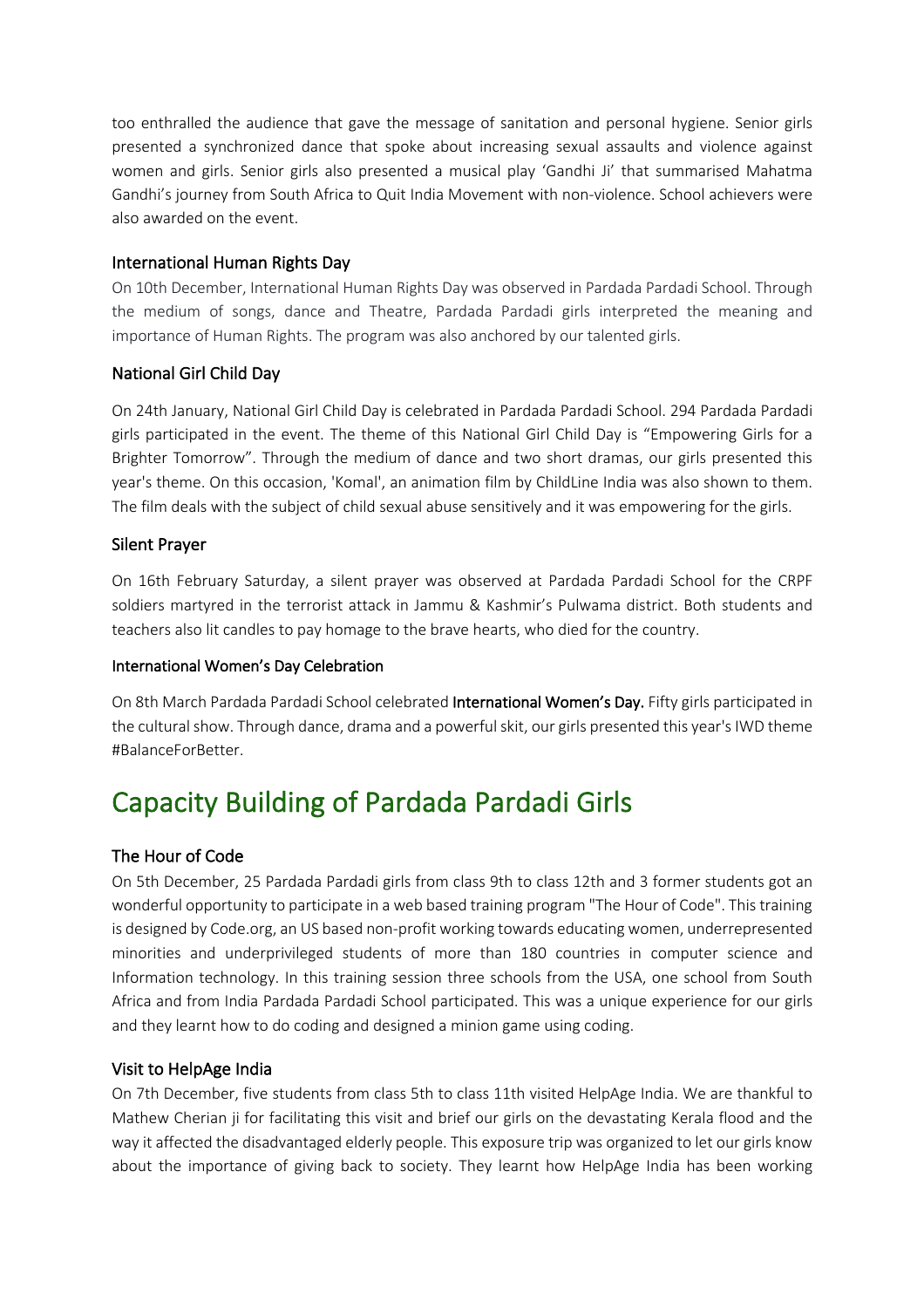too enthralled the audience that gave the message of sanitation and personal hygiene. Senior girls presented a synchronized dance that spoke about increasing sexual assaults and violence against women and girls. Senior girls also presented a musical play 'Gandhi Ji' that summarised Mahatma Gandhi's journey from South Africa to Quit India Movement with non-violence. School achievers were also awarded on the event.

### International Human Rights Day

On 10th December, International Human Rights Day was observed in Pardada Pardadi School. Through the medium of songs, dance and Theatre, Pardada Pardadi girls interpreted the meaning and importance of Human Rights. The program was also anchored by our talented girls.

### National Girl Child Day

On 24th January, National Girl Child Day is celebrated in Pardada Pardadi School. 294 Pardada Pardadi girls participated in the event. The theme of this National Girl Child Day is "Empowering Girls for a Brighter Tomorrow". Through the medium of dance and two short dramas, our girls presented this year's theme. On this occasion, 'Komal', an animation film by ChildLine India was also shown to them. The film deals with the subject of child sexual abuse sensitively and it was empowering for the girls.

### Silent Prayer

On 16th February Saturday, a silent prayer was observed at Pardada Pardadi School for the CRPF soldiers martyred in the terrorist attack in Jammu & Kashmir's Pulwama district. Both students and teachers also lit candles to pay homage to the brave hearts, who died for the country.

#### International Women's Day Celebration

On 8th March Pardada Pardadi School celebrated **International Women's Day.** Fifty girls participated in the cultural show. Through dance, drama and a powerful skit, our girls presented this year's IWD theme #BalanceForBetter.

## Capacity Building of Pardada Pardadi Girls

### The Hour of Code

On 5th December, 25 Pardada Pardadi girls from class 9th to class 12th and 3 former students got an wonderful opportunity to participate in a web based training program "The Hour of Code". This training is designed by Code.org, an US based non-profit working towards educating women, underrepresented minorities and underprivileged students of more than 180 countries in computer science and Information technology. In this training session three schools from the USA, one school from South Africa and from India Pardada Pardadi School participated. This was a unique experience for our girls and they learnt how to do coding and designed a minion game using coding.

### Visit to HelpAge India

On 7th December, five students from class 5th to class 11th visited HelpAge India. We are thankful to Mathew Cherian ji for facilitating this visit and brief our girls on the devastating Kerala flood and the way it affected the disadvantaged elderly people. This exposure trip was organized to let our girls know about the importance of giving back to society. They learnt how HelpAge India has been working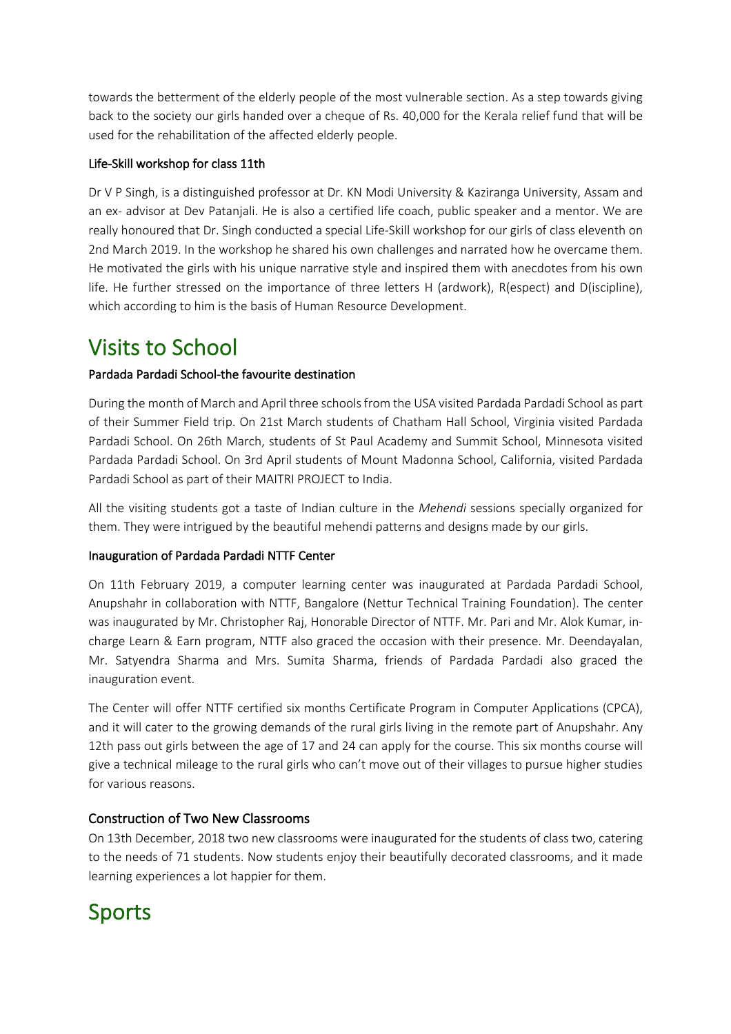towards the betterment of the elderly people of the most vulnerable section. As a step towards giving back to the society our girls handed over a cheque of Rs. 40,000 for the Kerala relief fund that will be used for the rehabilitation of the affected elderly people.

### Life-Skill workshop for class 11th

Dr V P Singh, is a distinguished professor at Dr. KN Modi University & Kaziranga University, Assam and an ex- advisor at Dev Patanjali. He is also a certified life coach, public speaker and a mentor. We are really honoured that Dr. Singh conducted a special Life-Skill workshop for our girls of class eleventh on 2nd March 2019. In the workshop he shared his own challenges and narrated how he overcame them. He motivated the girls with his unique narrative style and inspired them with anecdotes from his own life. He further stressed on the importance of three letters H (ardwork), R(espect) and D(iscipline), which according to him is the basis of Human Resource Development.

# Visits to School

### Pardada Pardadi School-the favourite destination

During the month of March and April three schools from the USA visited Pardada Pardadi School as part of their Summer Field trip. On 21st March students of Chatham Hall School, Virginia visited Pardada Pardadi School. On 26th March, students of St Paul Academy and Summit School, Minnesota visited Pardada Pardadi School. On 3rd April students of Mount Madonna School, California, visited Pardada Pardadi School as part of their MAITRI PROJECT to India.

All the visiting students got a taste of Indian culture in the *Mehendi* sessions specially organized for them. They were intrigued by the beautiful mehendi patterns and designs made by our girls.

### Inauguration of Pardada Pardadi NTTF Center

On 11th February 2019, a computer learning center was inaugurated at Pardada Pardadi School, Anupshahr in collaboration with NTTF, Bangalore (Nettur Technical Training Foundation). The center was inaugurated by Mr. Christopher Raj, Honorable Director of NTTF. Mr. Pari and Mr. Alok Kumar, in-charge Learn & Earn program, NTTF also graced the occasion with their presence. Mr. Deendayalan, Mr. Satyendra Sharma and Mrs. Sumita Sharma, friends of Pardada Pardadi also graced the inauguration event.

The Center will offer NTTF certified six months Certificate Program in Computer Applications (CPCA), and it will cater to the growing demands of the rural girls living in the remote part of Anupshahr. Any 12th pass out girls between the age of 17 and 24 can apply for the course. This six months course will give a technical mileage to the rural girls who can't move out of their villages to pursue higher studies for various reasons.

### Construction of Two New Classrooms

On 13th December, 2018 two new classrooms were inaugurated for the students of class two, catering to the needs of 71 students. Now students enjoy their beautifully decorated classrooms, and it made learning experiences a lot happier for them.

# Sports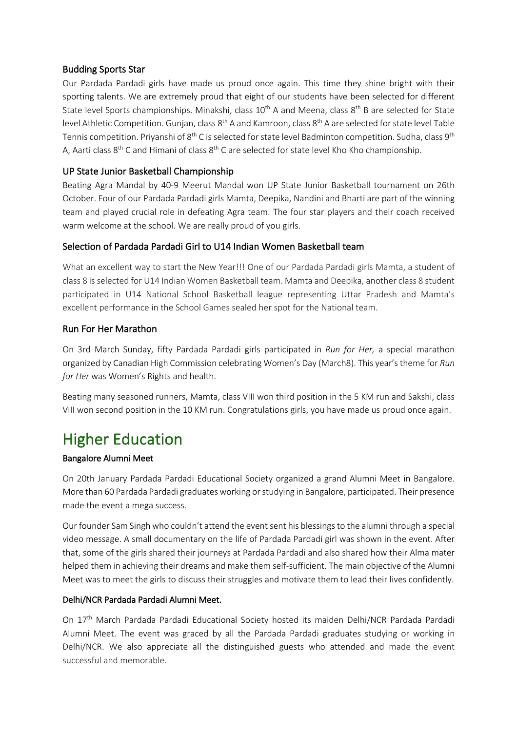### Budding Sports Star

Our Pardada Pardadi girls have made us proud once again. This time they shine bright with their sporting talents. We are extremely proud that eight of our students have been selected for different State level Sports championships. Minakshi, class 10th A and Meena, class 8th B are selected for State level Athletic Competition. Gunjan, class 8th A and Kamroon, class 8th A are selected for state level Table Tennis competition. Priyanshi of 8th C is selected for state level Badminton competition. Sudha, class 9th A, Aarti class 8th C and Himani of class 8th C are selected for state level Kho Kho championship.

### UP State Junior Basketball Championship

Beating Agra Mandal by 40-9 Meerut Mandal won UP State Junior Basketball tournament on 26th October. Four of our Pardada Pardadi girls Mamta, Deepika, Nandini and Bharti are part of the winning team and played crucial role in defeating Agra team. The four star players and their coach received warm welcome at the school. We are really proud of you girls.

### Selection of Pardada Pardadi Girl to U14 Indian Women Basketball team

What an excellent way to start the New Year!!! One of our Pardada Pardadi girls Mamta, a student of class 8 is selected for U14 Indian Women Basketball team. Mamta and Deepika, another class 8 student participated in U14 National School Basketball league representing Uttar Pradesh and Mamta's excellent performance in the School Games sealed her spot for the National team.

### Run For Her Marathon

On 3rd March Sunday, fifty Pardada Pardadi girls participated in *Run for Her,* a special marathon organized by Canadian High Commission celebrating Women's Day (March8). This year's theme for *Run for Her* was Women's Rights and health.

Beating many seasoned runners, Mamta, class VIII won third position in the 5 KM run and Sakshi, class VIII won second position in the 10 KM run. Congratulations girls, you have made us proud once again.

# Higher Education

#### Bangalore Alumni Meet

On 20th January Pardada Pardadi Educational Society organized a grand Alumni Meet in Bangalore. More than 60 Pardada Pardadi graduates working or studying in Bangalore, participated. Their presence made the event a mega success.

Our founder Sam Singh who couldn't attend the event sent his blessings to the alumni through a special video message. A small documentary on the life of Pardada Pardadi girl was shown in the event. After that, some of the girls shared their journeys at Pardada Pardadi and also shared how their Alma mater helped them in achieving their dreams and make them self-sufficient. The main objective of the Alumni Meet was to meet the girls to discuss their struggles and motivate them to lead their lives confidently.

#### Delhi/NCR Pardada Pardadi Alumni Meet.

On 17th March Pardada Pardadi Educational Society hosted its maiden Delhi/NCR Pardada Pardadi Alumni Meet. The event was graced by all the Pardada Pardadi graduates studying or working in Delhi/NCR. We also appreciate all the distinguished guests who attended and made the event successful and memorable.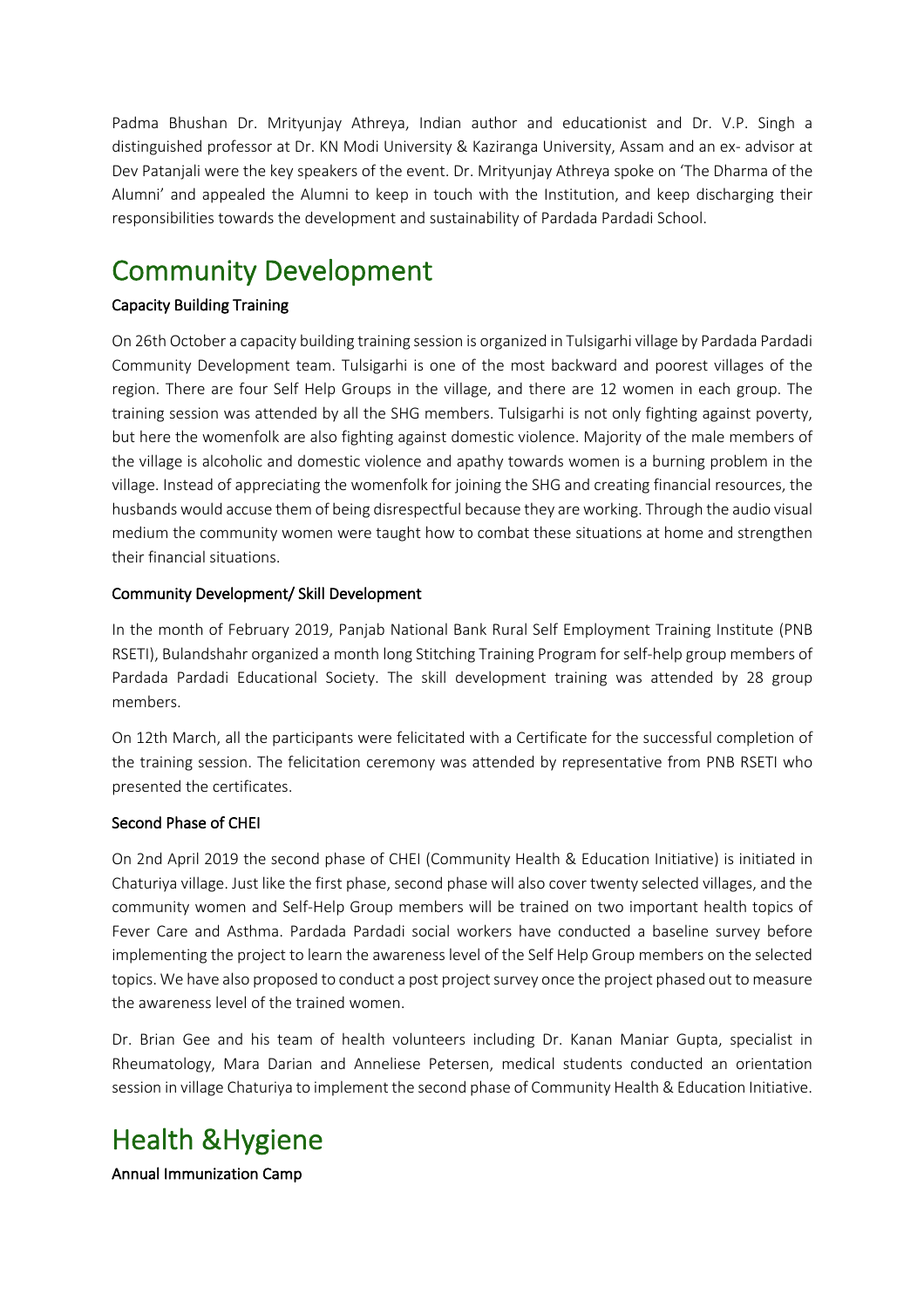Padma Bhushan Dr. Mrityunjay Athreya, Indian author and educationist and Dr. V.P. Singh a distinguished professor at Dr. KN Modi University & Kaziranga University, Assam and an ex- advisor at Dev Patanjali were the key speakers of the event. Dr. Mrityunjay Athreya spoke on 'The Dharma of the Alumni' and appealed the Alumni to keep in touch with the Institution, and keep discharging their responsibilities towards the development and sustainability of Pardada Pardadi School.

# Community Development

### Capacity Building Training

On 26th October a capacity building training session is organized in Tulsigarhi village by Pardada Pardadi Community Development team. Tulsigarhi is one of the most backward and poorest villages of the region. There are four Self Help Groups in the village, and there are 12 women in each group. The training session was attended by all the SHG members. Tulsigarhi is not only fighting against poverty, but here the womenfolk are also fighting against domestic violence. Majority of the male members of the village is alcoholic and domestic violence and apathy towards women is a burning problem in the village. Instead of appreciating the womenfolk for joining the SHG and creating financial resources, the husbands would accuse them of being disrespectful because they are working. Through the audio visual medium the community women were taught how to combat these situations at home and strengthen their financial situations.

### Community Development/ Skill Development

In the month of February 2019, Panjab National Bank Rural Self Employment Training Institute (PNB RSETI), Bulandshahr organized a month long Stitching Training Program for self-help group members of Pardada Pardadi Educational Society. The skill development training was attended by 28 group members.

On 12th March, all the participants were felicitated with a Certificate for the successful completion of the training session. The felicitation ceremony was attended by representative from PNB RSETI who presented the certificates.

### Second Phase of CHEI

On 2nd April 2019 the second phase of CHEI (Community Health & Education Initiative) is initiated in Chaturiya village. Just like the first phase, second phase will also cover twenty selected villages, and the community women and Self-Help Group members will be trained on two important health topics of Fever Care and Asthma. Pardada Pardadi social workers have conducted a baseline survey before implementing the project to learn the awareness level of the Self Help Group members on the selected topics. We have also proposed to conduct a post project survey once the project phased out to measure the awareness level of the trained women.

Dr. Brian Gee and his team of health volunteers including Dr. Kanan Maniar Gupta, specialist in Rheumatology, Mara Darian and Anneliese Petersen, medical students conducted an orientation session in village Chaturiya to implement the second phase of Community Health & Education Initiative.

# Health &Hygiene

### Annual Immunization Camp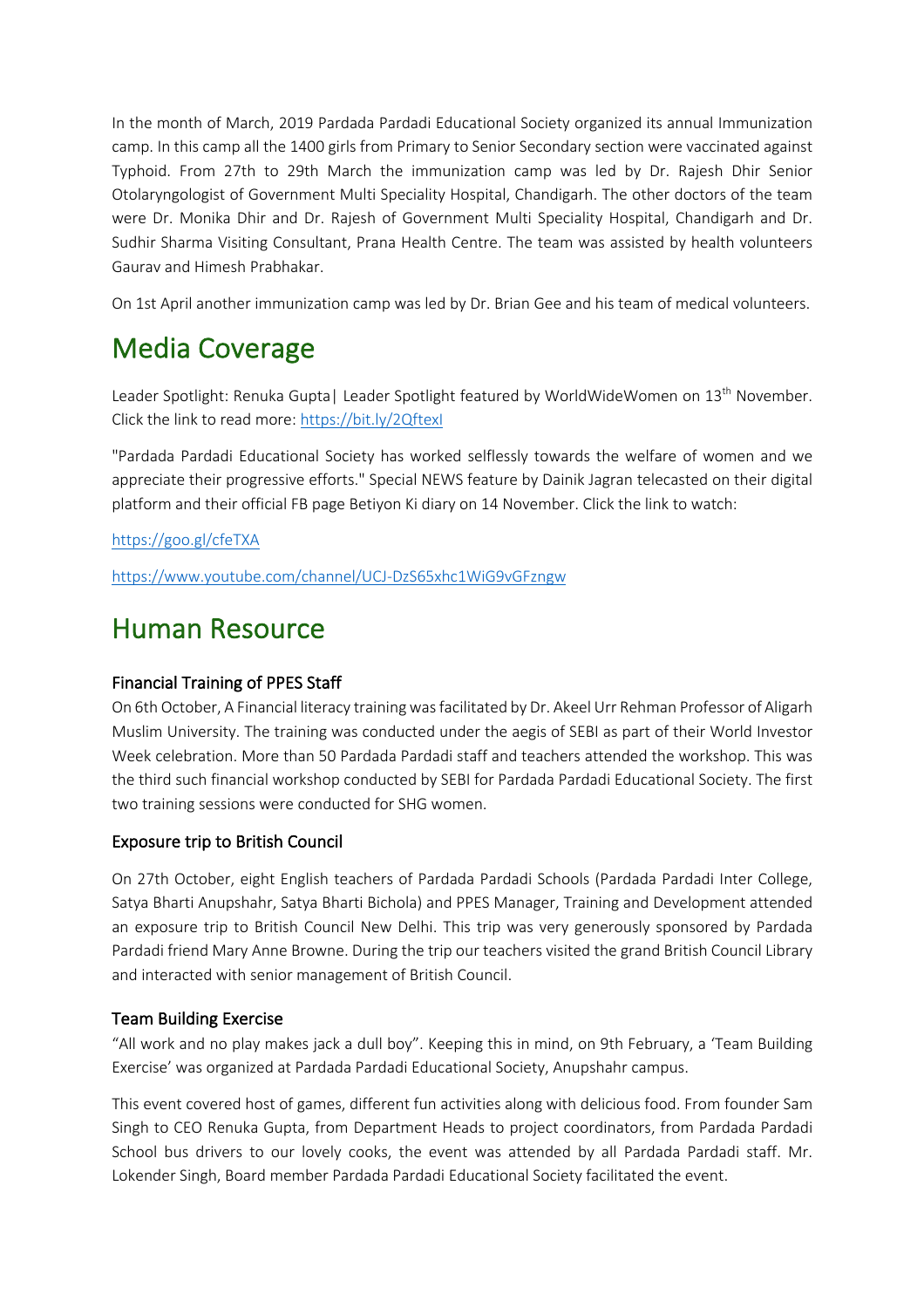In the month of March, 2019 Pardada Pardadi Educational Society organized its annual Immunization camp. In this camp all the 1400 girls from Primary to Senior Secondary section were vaccinated against Typhoid. From 27th to 29th March the immunization camp was led by Dr. Rajesh Dhir Senior Otolaryngologist of Government Multi Speciality Hospital, Chandigarh. The other doctors of the team were Dr. Monika Dhir and Dr. Rajesh of Government Multi Speciality Hospital, Chandigarh and Dr. Sudhir Sharma Visiting Consultant, Prana Health Centre. The team was assisted by health volunteers Gaurav and Himesh Prabhakar.

On 1st April another immunization camp was led by Dr. Brian Gee and his team of medical volunteers.

# Media Coverage

Leader Spotlight: Renuka Gupta| Leader Spotlight featured by WorldWideWomen on 13th November. Click the link to read more: https://bit.ly/2QftexI

"Pardada Pardadi Educational Society has worked selflessly towards the welfare of women and we appreciate their progressive efforts." Special NEWS feature by Dainik Jagran telecasted on their digital platform and their official FB page Betiyon Ki diary on 14 November. Click the link to watch:

https://goo.gl/cfeTXA

https://www.youtube.com/channel/UCJ-DzS65xhc1WiG9vGFzngw

# Human Resource

### Financial Training of PPES Staff

On 6th October, A Financial literacy training was facilitated by Dr. Akeel Urr Rehman Professor of Aligarh Muslim University. The training was conducted under the aegis of SEBI as part of their World Investor Week celebration. More than 50 Pardada Pardadi staff and teachers attended the workshop. This was the third such financial workshop conducted by SEBI for Pardada Pardadi Educational Society. The first two training sessions were conducted for SHG women.

### Exposure trip to British Council

On 27th October, eight English teachers of Pardada Pardadi Schools (Pardada Pardadi Inter College, Satya Bharti Anupshahr, Satya Bharti Bichola) and PPES Manager, Training and Development attended an exposure trip to British Council New Delhi. This trip was very generously sponsored by Pardada Pardadi friend Mary Anne Browne. During the trip our teachers visited the grand British Council Library and interacted with senior management of British Council.

### Team Building Exercise

"All work and no play makes jack a dull boy". Keeping this in mind, on 9th February, a 'Team Building Exercise' was organized at Pardada Pardadi Educational Society, Anupshahr campus.

This event covered host of games, different fun activities along with delicious food. From founder Sam Singh to CEO Renuka Gupta, from Department Heads to project coordinators, from Pardada Pardadi School bus drivers to our lovely cooks, the event was attended by all Pardada Pardadi staff. Mr. Lokender Singh, Board member Pardada Pardadi Educational Society facilitated the event.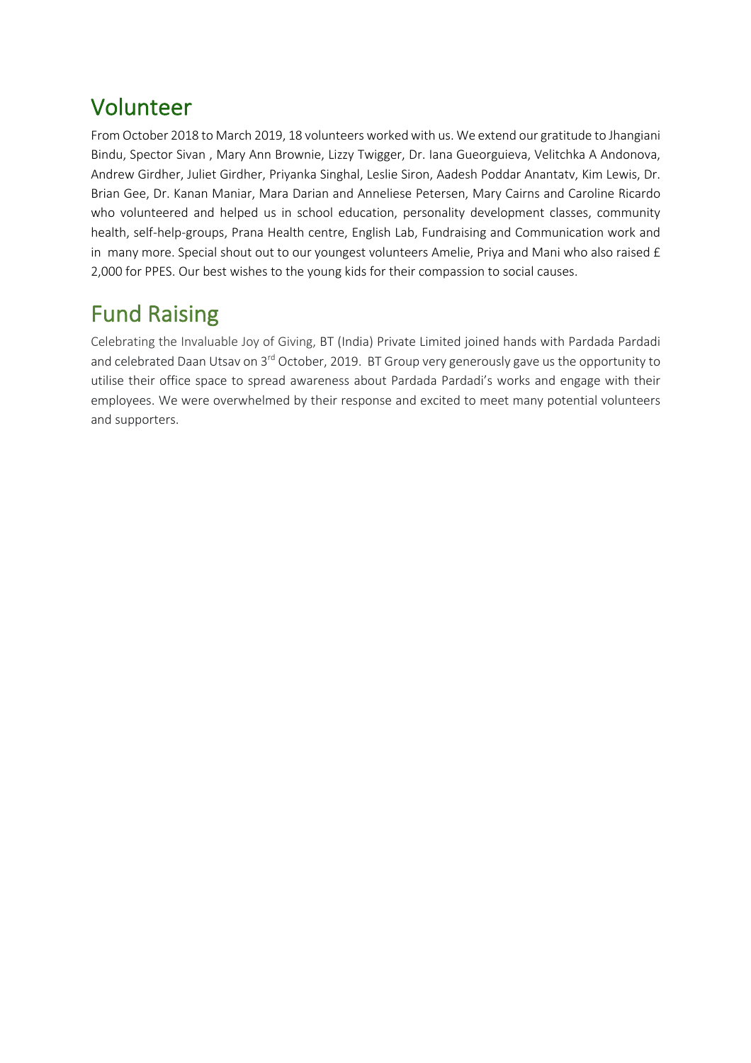## Volunteer

From October 2018 to March 2019, 18 volunteers worked with us. We extend our gratitude to Jhangiani Bindu, Spector Sivan , Mary Ann Brownie, Lizzy Twigger, Dr. Iana Gueorguieva, Velitchka A Andonova, Andrew Girdher, Juliet Girdher, Priyanka Singhal, Leslie Siron, Aadesh Poddar Anantatv, Kim Lewis, Dr. Brian Gee, Dr. Kanan Maniar, Mara Darian and Anneliese Petersen, Mary Cairns and Caroline Ricardo who volunteered and helped us in school education, personality development classes, community health, self-help-groups, Prana Health centre, English Lab, Fundraising and Communication work and in many more. Special shout out to our youngest volunteers Amelie, Priya and Mani who also raised £ 2,000 for PPES. Our best wishes to the young kids for their compassion to social causes.

## Fund Raising

Celebrating the Invaluable Joy of Giving, BT (India) Private Limited joined hands with Pardada Pardadi and celebrated Daan Utsav on 3rd October, 2019. BT Group very generously gave us the opportunity to utilise their office space to spread awareness about Pardada Pardadi's works and engage with their employees. We were overwhelmed by their response and excited to meet many potential volunteers and supporters.